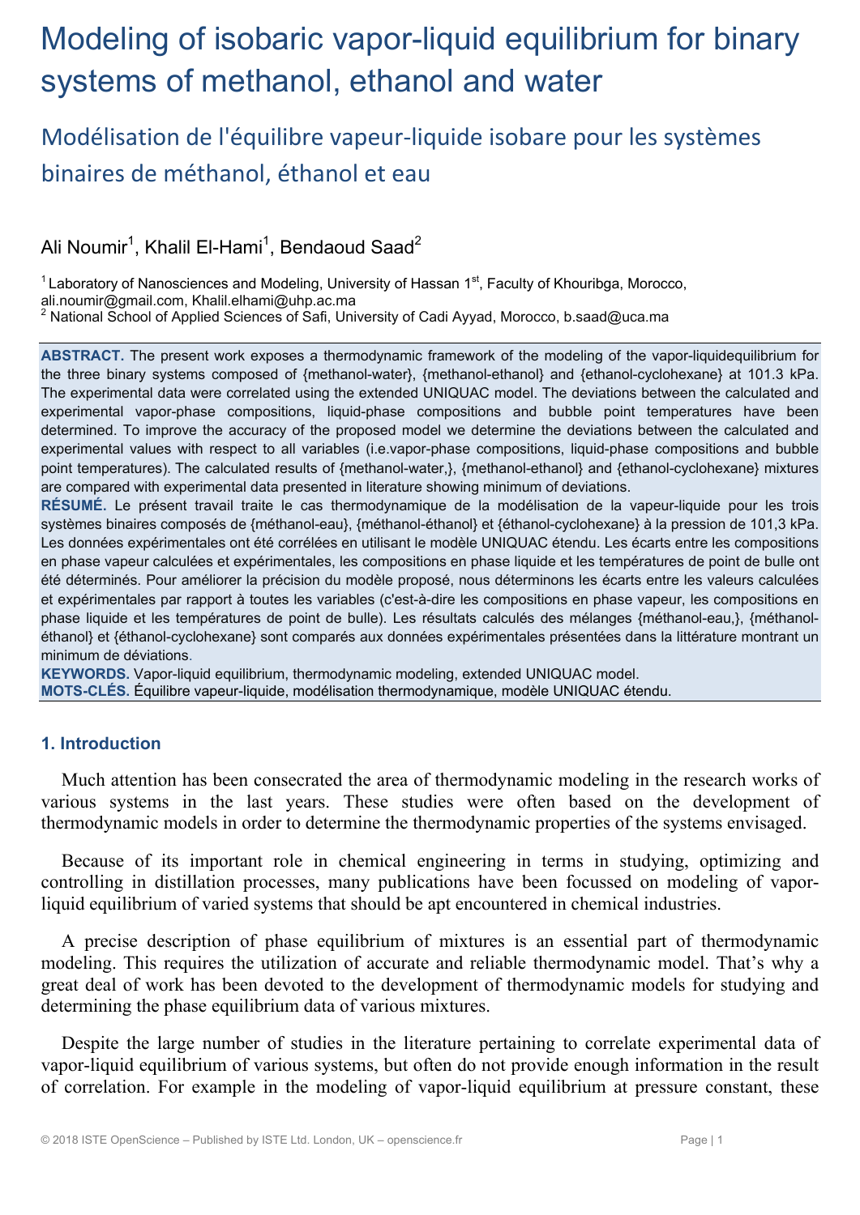# Modeling of isobaric vapor-liquid equilibrium for binary systems of methanol, ethanol and water

## Modélisation de l'équilibre vapeur-liquide isobare pour les systèmes binaires de méthanol, éthanol et eau

Ali Noumir[1], Khalil El-Hami[1], Bendaoud Saad[2]

[1] Laboratory of Nanosciences and Modeling, University of Hassan 1st, Faculty of Khouribga, Morocco, ali.noumir@gmail.com, Khalil.elhami@uhp.ac.ma

[2] National School of Applied Sciences of Safi, University of Cadi Ayyad, Morocco, b.saad@uca.ma

**ABSTRACT.** The present work exposes a thermodynamic framework of the modeling of the vapor-liquidequilibrium for the three binary systems composed of {methanol-water}, {methanol-ethanol} and {ethanol-cyclohexane} at 101.3 kPa. The experimental data were correlated using the extended UNIQUAC model. The deviations between the calculated and experimental vapor-phase compositions, liquid-phase compositions and bubble point temperatures have been determined. To improve the accuracy of the proposed model we determine the deviations between the calculated and experimental values with respect to all variables (i.e.vapor-phase compositions, liquid-phase compositions and bubble point temperatures). The calculated results of {methanol-water,}, {methanol-ethanol} and {ethanol-cyclohexane} mixtures are compared with experimental data presented in literature showing minimum of deviations.

**RÉSUMÉ.** Le présent travail traite le cas thermodynamique de la modélisation de la vapeur-liquide pour les trois systèmes binaires composés de {méthanol-eau}, {méthanol-éthanol} et {éthanol-cyclohexane} à la pression de 101,3 kPa. Les données expérimentales ont été corrélées en utilisant le modèle UNIQUAC étendu. Les écarts entre les compositions en phase vapeur calculées et expérimentales, les compositions en phase liquide et les températures de point de bulle ont été déterminés. Pour améliorer la précision du modèle proposé, nous déterminons les écarts entre les valeurs calculées et expérimentales par rapport à toutes les variables (c'est-à-dire les compositions en phase vapeur, les compositions en phase liquide et les températures de point de bulle). Les résultats calculés des mélanges {méthanol-eau,}, {méthanol-éthanol} et {éthanol-cyclohexane} sont comparés aux données expérimentales présentées dans la littérature montrant un minimum de déviations.

**KEYWORDS.** Vapor-liquid equilibrium, thermodynamic modeling, extended UNIQUAC model.

**MOTS-CLÉS.** Équilibre vapeur-liquide, modélisation thermodynamique, modèle UNIQUAC étendu.

### 1. Introduction

Much attention has been consecrated the area of thermodynamic modeling in the research works of various systems in the last years. These studies were often based on the development of thermodynamic models in order to determine the thermodynamic properties of the systems envisaged.

Because of its important role in chemical engineering in terms in studying, optimizing and controlling in distillation processes, many publications have been focussed on modeling of vapor-liquid equilibrium of varied systems that should be apt encountered in chemical industries.

A precise description of phase equilibrium of mixtures is an essential part of thermodynamic modeling. This requires the utilization of accurate and reliable thermodynamic model. That's why a great deal of work has been devoted to the development of thermodynamic models for studying and determining the phase equilibrium data of various mixtures.

Despite the large number of studies in the literature pertaining to correlate experimental data of vapor-liquid equilibrium of various systems, but often do not provide enough information in the result of correlation. For example in the modeling of vapor-liquid equilibrium at pressure constant, these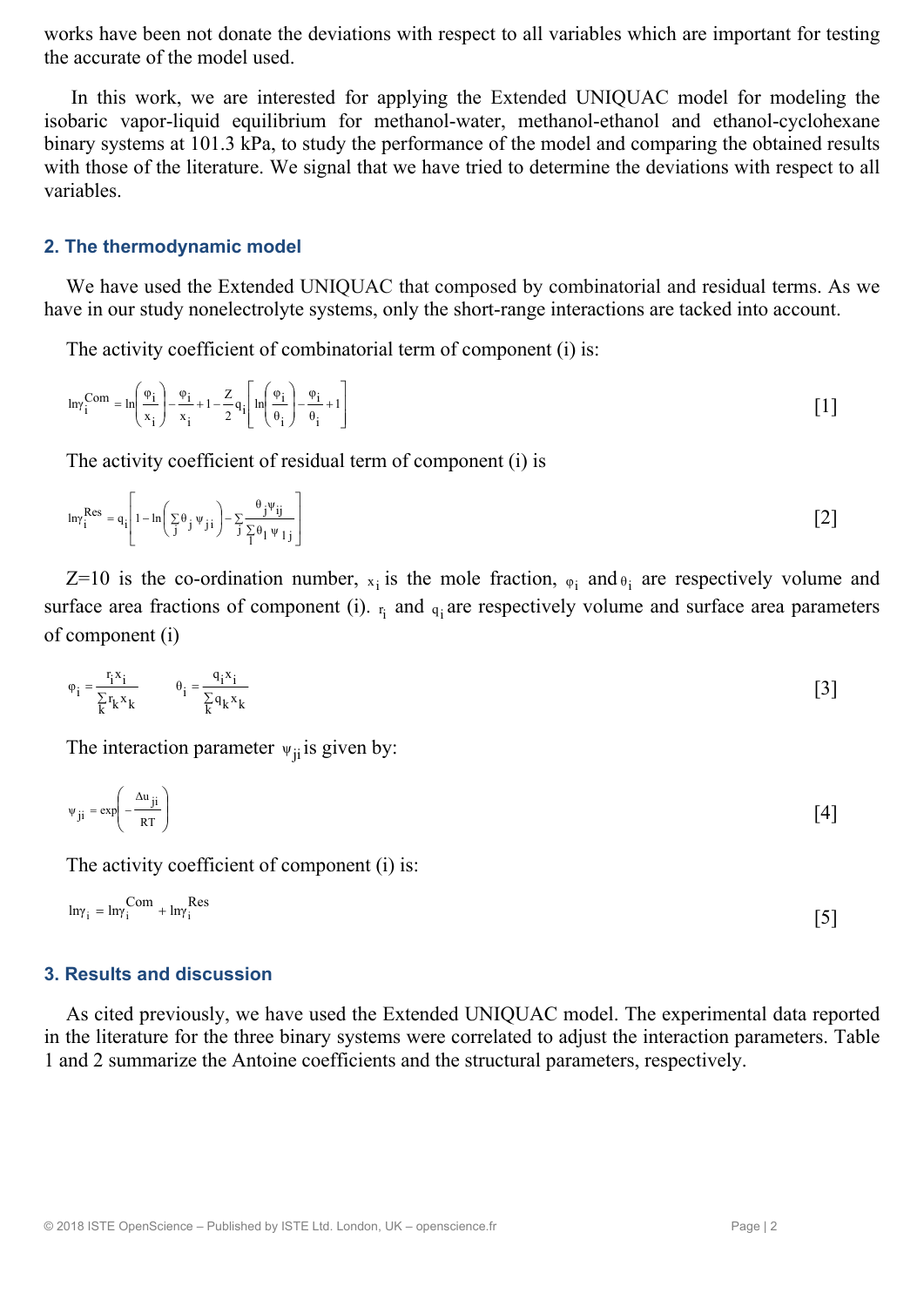works have been not donate the deviations with respect to all variables which are important for testing the accurate of the model used.

In this work, we are interested for applying the Extended UNIQUAC model for modeling the isobaric vapor-liquid equilibrium for methanol-water, methanol-ethanol and ethanol-cyclohexane binary systems at 101.3 kPa, to study the performance of the model and comparing the obtained results with those of the literature. We signal that we have tried to determine the deviations with respect to all variables.

## 2. The thermodynamic model

We have used the Extended UNIQUAC that composed by combinatorial and residual terms. As we have in our study nonelectrolyte systems, only the short-range interactions are tacked into account.

The activity coefficient of combinatorial term of component (i) is:

$$\ln\gamma_i^{Com} = \ln\left(\frac{\varphi_i}{x_i}\right) - \frac{\varphi_i}{x_i} + 1 - \frac{Z}{2} q_i \left[\ln\left(\frac{\varphi_i}{\theta_i}\right) - \frac{\varphi_i}{\theta_i} + 1\right] \quad [1]$$

The activity coefficient of residual term of component (i) is

$$\ln\gamma_i^{Res} = q_i \left[1 - \ln\left(\sum_j \theta_j \psi_{ji}\right) - \sum_j \frac{\theta_j \psi_{ij}}{\sum_l \theta_l \psi_{lj}}\right] \quad [2]$$

Z=10 is the co-ordination number, $x_i$ is the mole fraction, $\varphi_i$ and $\theta_i$ are respectively volume and surface area fractions of component (i). $r_i$ and $q_i$ are respectively volume and surface area parameters of component (i)

$$\varphi_i = \frac{r_i x_i}{\sum_k r_k x_k} \qquad \theta_i = \frac{q_i x_i}{\sum_k q_k x_k} \quad [3]$$

The interaction parameter $\psi_{ji}$ is given by:

$$\psi_{ji} = \exp\left(-\frac{\Delta u_{ji}}{RT}\right) \quad [4]$$

The activity coefficient of component (i) is:

$$\ln\gamma_i = \ln\gamma_i^{Com} + \ln\gamma_i^{Res} \quad [5]$$

## 3. Results and discussion

As cited previously, we have used the Extended UNIQUAC model. The experimental data reported in the literature for the three binary systems were correlated to adjust the interaction parameters. Table 1 and 2 summarize the Antoine coefficients and the structural parameters, respectively.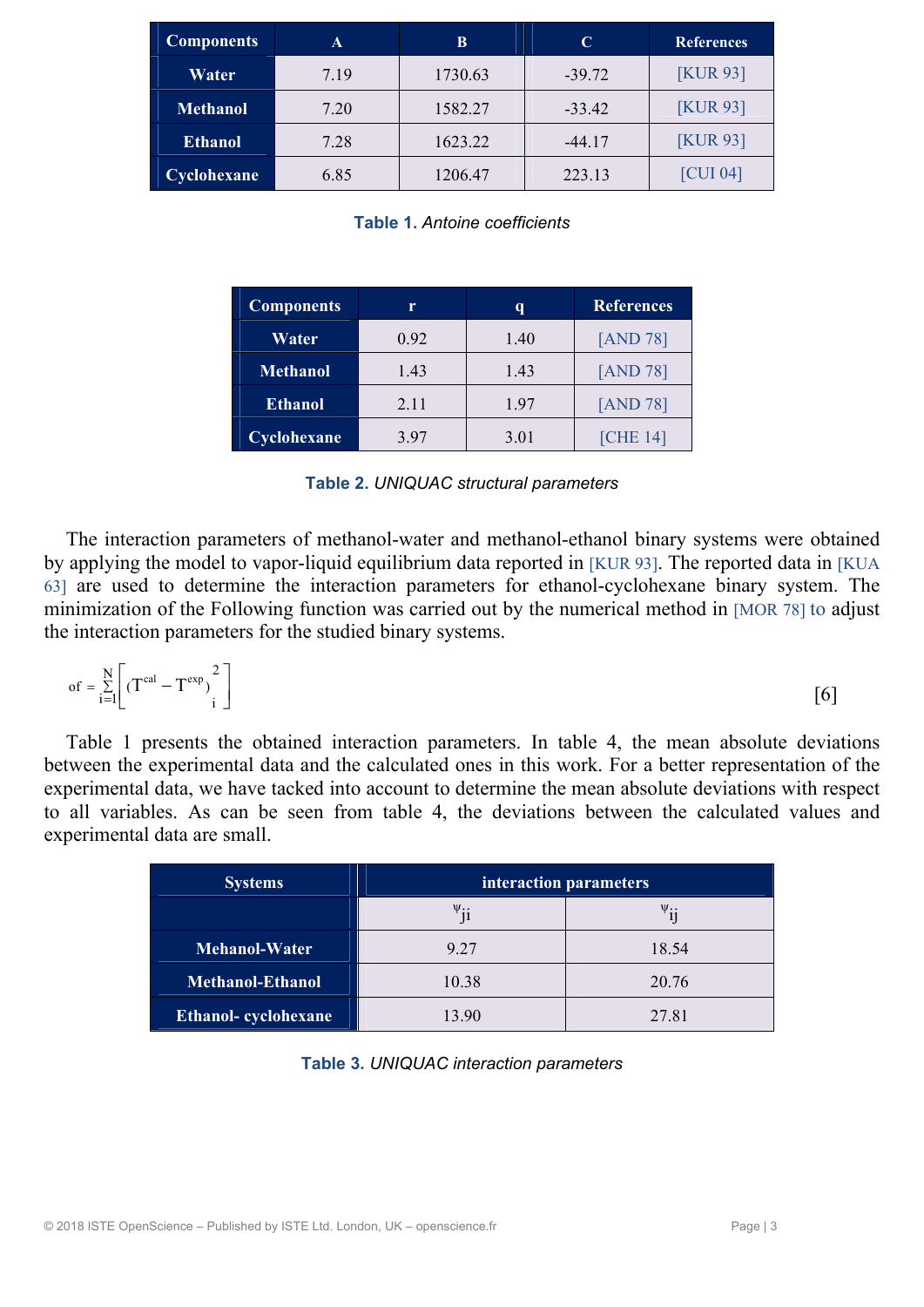| Components | A | B | C | References |
|---|---|---|---|---|
| Water | 7.19 | 1730.63 | -39.72 | [KUR 93] |
| Methanol | 7.20 | 1582.27 | -33.42 | [KUR 93] |
| Ethanol | 7.28 | 1623.22 | -44.17 | [KUR 93] |
| Cyclohexane | 6.85 | 1206.47 | 223.13 | [CUI 04] |

**Table 1.** *Antoine coefficients*

| Components | r | q | References |
|---|---|---|---|
| Water | 0.92 | 1.40 | [AND 78] |
| Methanol | 1.43 | 1.43 | [AND 78] |
| Ethanol | 2.11 | 1.97 | [AND 78] |
| Cyclohexane | 3.97 | 3.01 | [CHE 14] |

**Table 2.** *UNIQUAC structural parameters*

The interaction parameters of methanol-water and methanol-ethanol binary systems were obtained by applying the model to vapor-liquid equilibrium data reported in [KUR 93]. The reported data in [KUA 63] are used to determine the interaction parameters for ethanol-cyclohexane binary system. The minimization of the Following function was carried out by the numerical method in [MOR 78] to adjust the interaction parameters for the studied binary systems.

$$\text{of} = \sum_{i=1}^{N}\left[\left(T^{cal} - T^{exp}\right)_i^2\right] \qquad [6]$$

Table 1 presents the obtained interaction parameters. In table 4, the mean absolute deviations between the experimental data and the calculated ones in this work. For a better representation of the experimental data, we have tacked into account to determine the mean absolute deviations with respect to all variables. As can be seen from table 4, the deviations between the calculated values and experimental data are small.

| Systems | interaction parameters | |
|---|---|---|
| | $\psi_{ji}$ | $\psi_{ij}$ |
| Mehanol-Water | 9.27 | 18.54 |
| Methanol-Ethanol | 10.38 | 20.76 |
| Ethanol- cyclohexane | 13.90 | 27.81 |

**Table 3.** *UNIQUAC interaction parameters*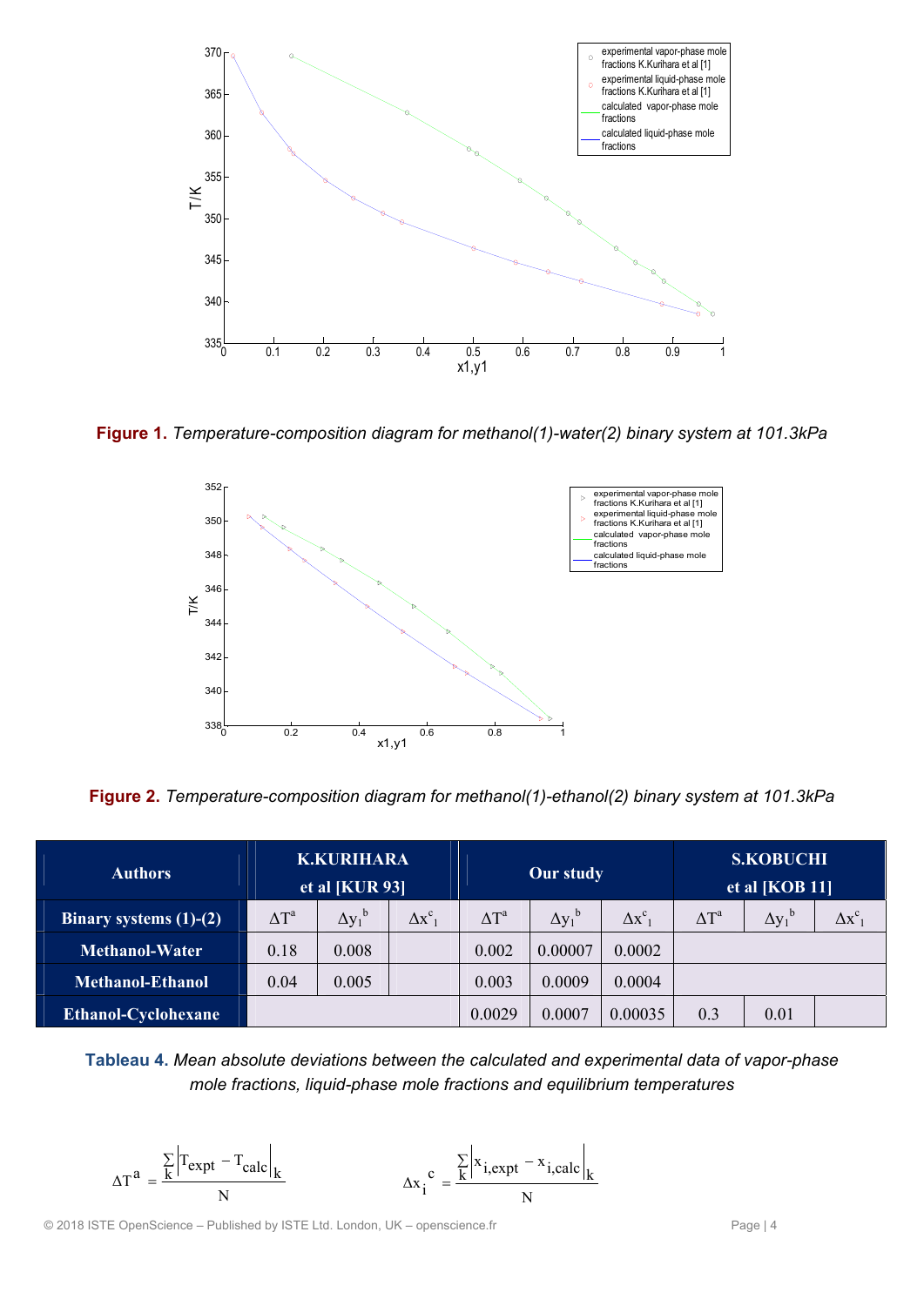**Figure 1.** *Temperature-composition diagram for methanol(1)-water(2) binary system at 101.3kPa*

**Figure 2.** *Temperature-composition diagram for methanol(1)-ethanol(2) binary system at 101.3kPa*

| Authors | K.KURIHARA et al [KUR 93] | | | Our study | | | S.KOBUCHI et al [KOB 11] | | |
|---|---|---|---|---|---|---|---|---|---|
| **Binary systems (1)-(2)** | $\Delta T^a$ | $\Delta y_1^b$ | $\Delta x_1^c$ | $\Delta T^a$ | $\Delta y_1^b$ | $\Delta x_1^c$ | $\Delta T^a$ | $\Delta y_1^b$ | $\Delta x_1^c$ |
| **Methanol-Water** | 0.18 | 0.008 | | 0.002 | 0.00007 | 0.0002 | | | |
| **Methanol-Ethanol** | 0.04 | 0.005 | | 0.003 | 0.0009 | 0.0004 | | | |
| **Ethanol-Cyclohexane** | | | | 0.0029 | 0.0007 | 0.00035 | 0.3 | 0.01 | |

**Tableau 4.** *Mean absolute deviations between the calculated and experimental data of vapor-phase mole fractions, liquid-phase mole fractions and equilibrium temperatures*

$$\Delta T^a = \frac{\sum_k \left| T_{expt} - T_{calc} \right|_k}{N} \qquad \Delta x_i^c = \frac{\sum_k \left| x_{i,expt} - x_{i,calc} \right|_k}{N}$$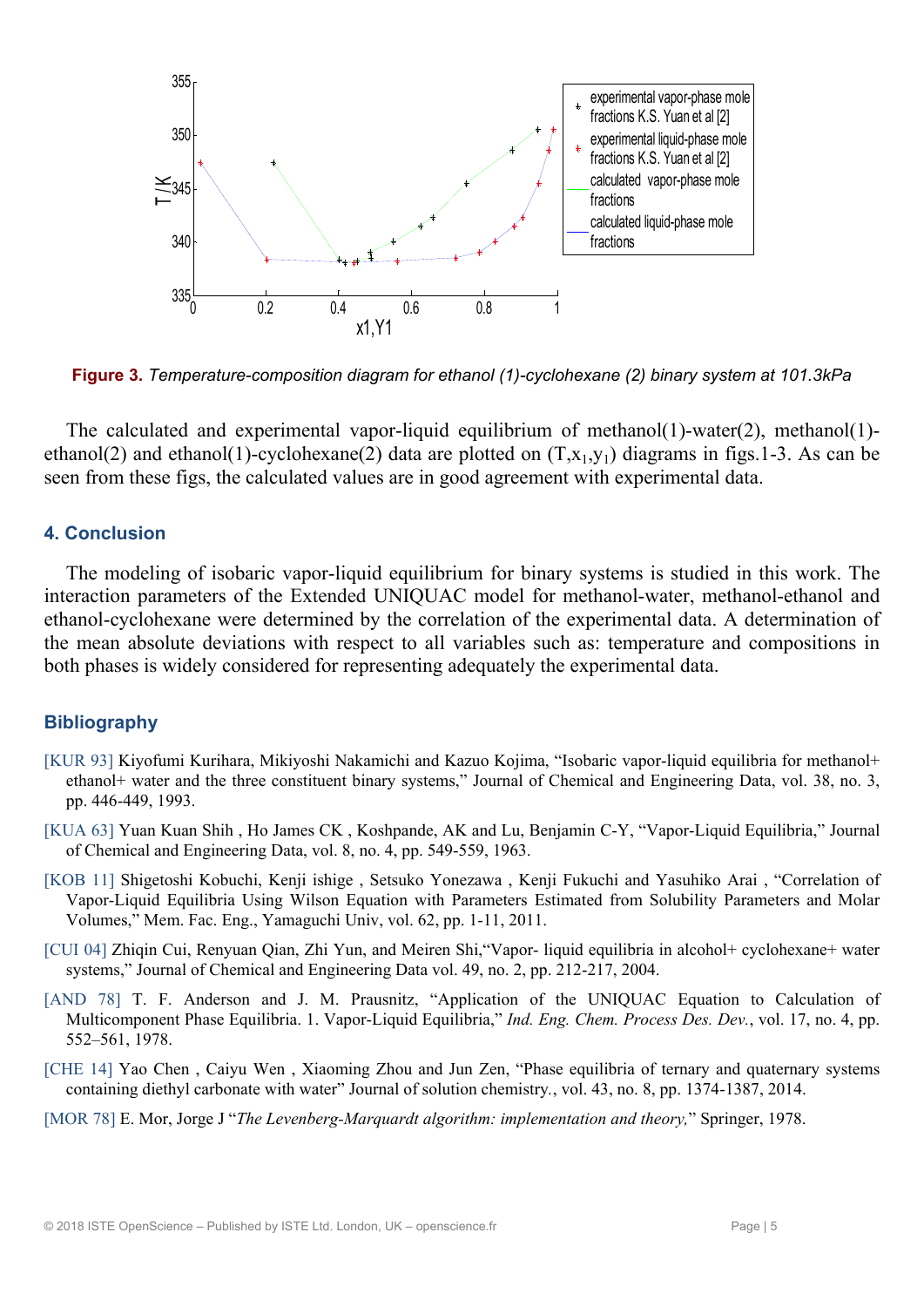355
350
345
340
335
T /K
0
0.2
0.4
0.6
0.8
1
x1,Y1

experimental vapor-phase mole fractions K.S. Yuan et al [2]
experimental liquid-phase mole fractions K.S. Yuan et al [2]
calculated vapor-phase mole fractions
calculated liquid-phase mole fractions

**Figure 3.** *Temperature-composition diagram for ethanol (1)-cyclohexane (2) binary system at 101.3kPa*

The calculated and experimental vapor-liquid equilibrium of methanol(1)-water(2), methanol(1)-ethanol(2) and ethanol(1)-cyclohexane(2) data are plotted on $(T, x_1, y_1)$ diagrams in figs.1-3. As can be seen from these figs, the calculated values are in good agreement with experimental data.

## 4. Conclusion

The modeling of isobaric vapor-liquid equilibrium for binary systems is studied in this work. The interaction parameters of the Extended UNIQUAC model for methanol-water, methanol-ethanol and ethanol-cyclohexane were determined by the correlation of the experimental data. A determination of the mean absolute deviations with respect to all variables such as: temperature and compositions in both phases is widely considered for representing adequately the experimental data.

## Bibliography

[KUR 93] Kiyofumi Kurihara, Mikiyoshi Nakamichi and Kazuo Kojima, "Isobaric vapor-liquid equilibria for methanol+ ethanol+ water and the three constituent binary systems," Journal of Chemical and Engineering Data, vol. 38, no. 3, pp. 446-449, 1993.

[KUA 63] Yuan Kuan Shih , Ho James CK , Koshpande, AK and Lu, Benjamin C-Y, "Vapor-Liquid Equilibria," Journal of Chemical and Engineering Data, vol. 8, no. 4, pp. 549-559, 1963.

[KOB 11] Shigetoshi Kobuchi, Kenji ishige , Setsuko Yonezawa , Kenji Fukuchi and Yasuhiko Arai , "Correlation of Vapor-Liquid Equilibria Using Wilson Equation with Parameters Estimated from Solubility Parameters and Molar Volumes," Mem. Fac. Eng., Yamaguchi Univ, vol. 62, pp. 1-11, 2011.

[CUI 04] Zhiqin Cui, Renyuan Qian, Zhi Yun, and Meiren Shi,"Vapor- liquid equilibria in alcohol+ cyclohexane+ water systems," Journal of Chemical and Engineering Data vol. 49, no. 2, pp. 212-217, 2004.

[AND 78] T. F. Anderson and J. M. Prausnitz, "Application of the UNIQUAC Equation to Calculation of Multicomponent Phase Equilibria. 1. Vapor-Liquid Equilibria," *Ind. Eng. Chem. Process Des. Dev.*, vol. 17, no. 4, pp. 552–561, 1978.

[CHE 14] Yao Chen , Caiyu Wen , Xiaoming Zhou and Jun Zen, "Phase equilibria of ternary and quaternary systems containing diethyl carbonate with water" Journal of solution chemistry., vol. 43, no. 8, pp. 1374-1387, 2014.

[MOR 78] E. Mor, Jorge J "*The Levenberg-Marquardt algorithm: implementation and theory,*" Springer, 1978.